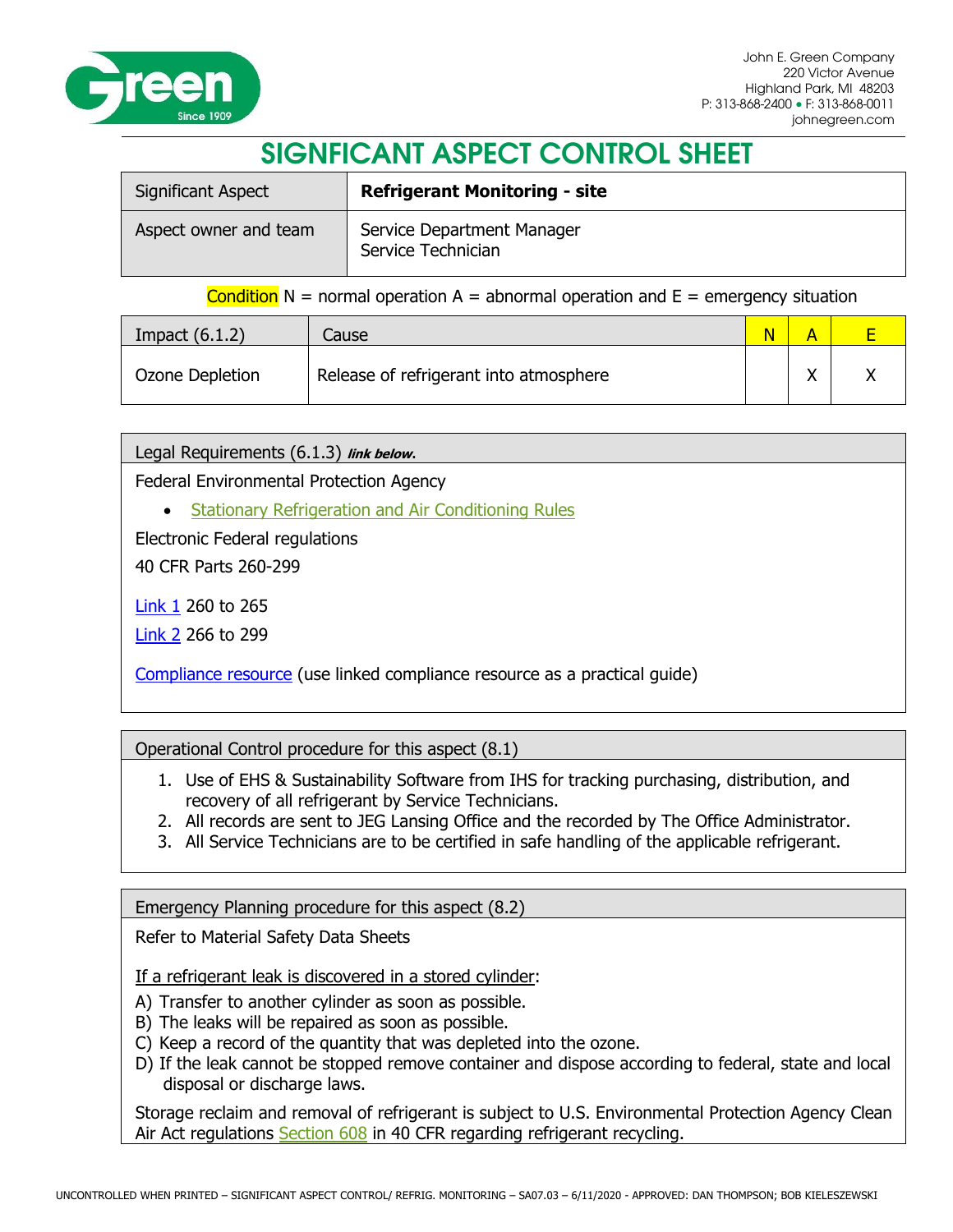John E. Green Company
220 Victor Avenue
Highland Park, MI 48203
P: 313-868-2400 • F: 313-868-0011
johnegreen.com

# SIGNFICANT ASPECT CONTROL SHEET

| Significant Aspect | **Refrigerant Monitoring - site** |
|---|---|
| Aspect owner and team | Service Department Manager<br>Service Technician |

Condition N = normal operation A = abnormal operation and E = emergency situation

| Impact (6.1.2) | Cause | N | A | E |
|---|---|---|---|---|
| Ozone Depletion | Release of refrigerant into atmosphere | | X | X |

## Legal Requirements (6.1.3) ***link below.***

Federal Environmental Protection Agency

- Stationary Refrigeration and Air Conditioning Rules

Electronic Federal regulations

40 CFR Parts 260-299

Link 1 260 to 265

Link 2 266 to 299

Compliance resource (use linked compliance resource as a practical guide)

## Operational Control procedure for this aspect (8.1)

1. Use of EHS & Sustainability Software from IHS for tracking purchasing, distribution, and recovery of all refrigerant by Service Technicians.
2. All records are sent to JEG Lansing Office and the recorded by The Office Administrator.
3. All Service Technicians are to be certified in safe handling of the applicable refrigerant.

## Emergency Planning procedure for this aspect (8.2)

Refer to Material Safety Data Sheets

If a refrigerant leak is discovered in a stored cylinder:

A) Transfer to another cylinder as soon as possible.
B) The leaks will be repaired as soon as possible.
C) Keep a record of the quantity that was depleted into the ozone.
D) If the leak cannot be stopped remove container and dispose according to federal, state and local disposal or discharge laws.

Storage reclaim and removal of refrigerant is subject to U.S. Environmental Protection Agency Clean Air Act regulations Section 608 in 40 CFR regarding refrigerant recycling.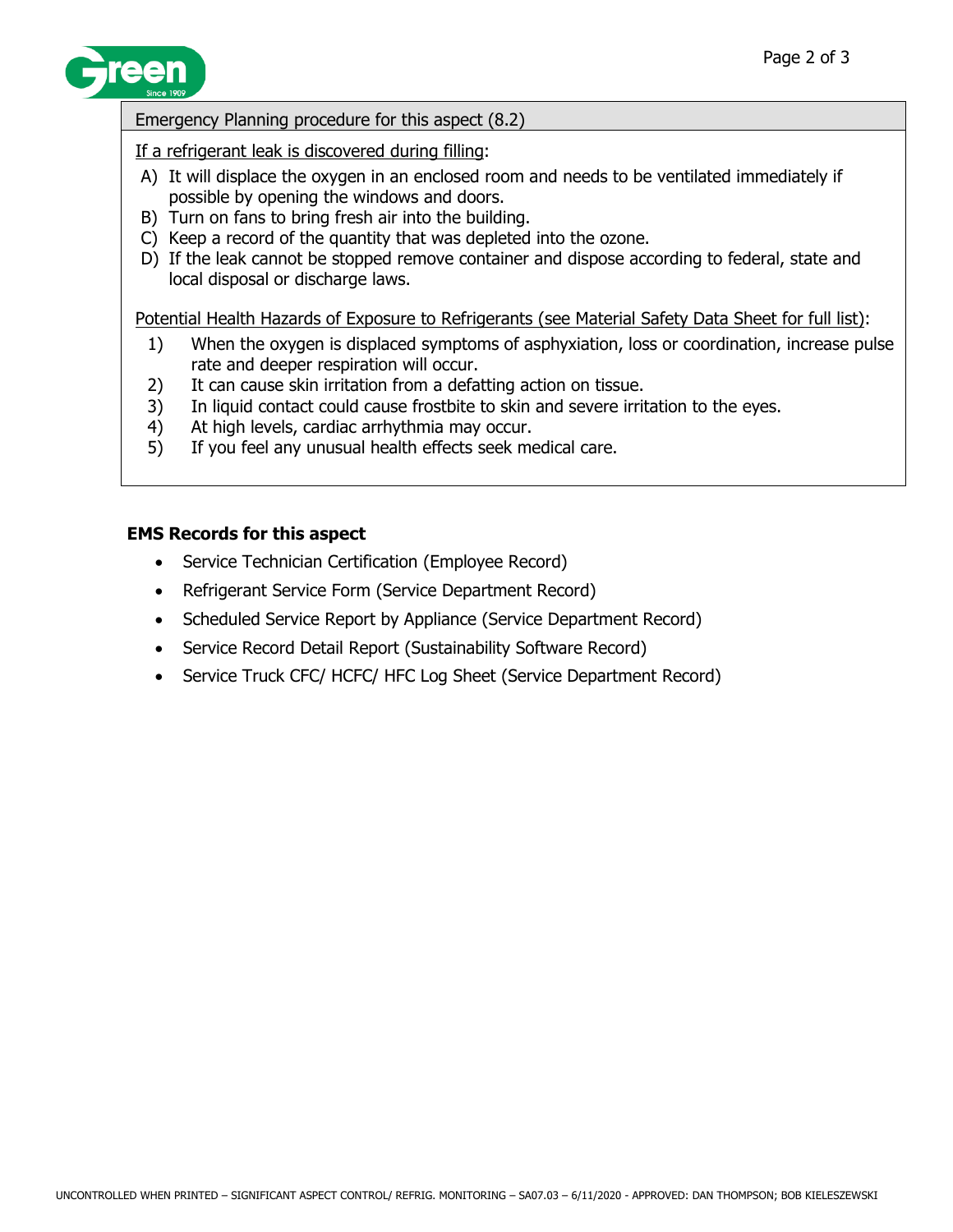Emergency Planning procedure for this aspect (8.2)

If a refrigerant leak is discovered during filling:

A) It will displace the oxygen in an enclosed room and needs to be ventilated immediately if possible by opening the windows and doors.
B) Turn on fans to bring fresh air into the building.
C) Keep a record of the quantity that was depleted into the ozone.
D) If the leak cannot be stopped remove container and dispose according to federal, state and local disposal or discharge laws.

Potential Health Hazards of Exposure to Refrigerants (see Material Safety Data Sheet for full list):

1) When the oxygen is displaced symptoms of asphyxiation, loss or coordination, increase pulse rate and deeper respiration will occur.
2) It can cause skin irritation from a defatting action on tissue.
3) In liquid contact could cause frostbite to skin and severe irritation to the eyes.
4) At high levels, cardiac arrhythmia may occur.
5) If you feel any unusual health effects seek medical care.

**EMS Records for this aspect**

- Service Technician Certification (Employee Record)
- Refrigerant Service Form (Service Department Record)
- Scheduled Service Report by Appliance (Service Department Record)
- Service Record Detail Report (Sustainability Software Record)
- Service Truck CFC/ HCFC/ HFC Log Sheet (Service Department Record)

UNCONTROLLED WHEN PRINTED – SIGNIFICANT ASPECT CONTROL/ REFRIG. MONITORING – SA07.03 – 6/11/2020 - APPROVED: DAN THOMPSON; BOB KIELESZEWSKI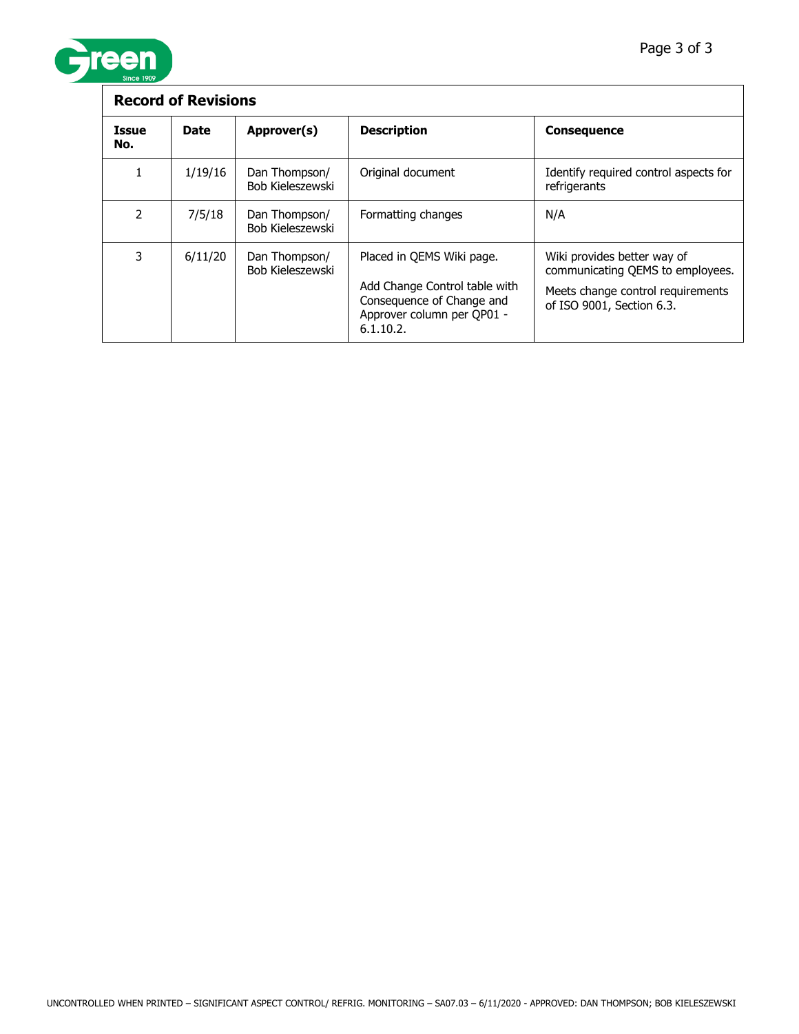## Record of Revisions

| Issue No. | Date | Approver(s) | Description | Consequence |
|---|---|---|---|---|
| 1 | 1/19/16 | Dan Thompson/ Bob Kieleszewski | Original document | Identify required control aspects for refrigerants |
| 2 | 7/5/18 | Dan Thompson/ Bob Kieleszewski | Formatting changes | N/A |
| 3 | 6/11/20 | Dan Thompson/ Bob Kieleszewski | Placed in QEMS Wiki page.<br><br>Add Change Control table with Consequence of Change and Approver column per QP01 - 6.1.10.2. | Wiki provides better way of communicating QEMS to employees.<br><br>Meets change control requirements of ISO 9001, Section 6.3. |

UNCONTROLLED WHEN PRINTED – SIGNIFICANT ASPECT CONTROL/ REFRIG. MONITORING – SA07.03 – 6/11/2020 - APPROVED: DAN THOMPSON; BOB KIELESZEWSKI